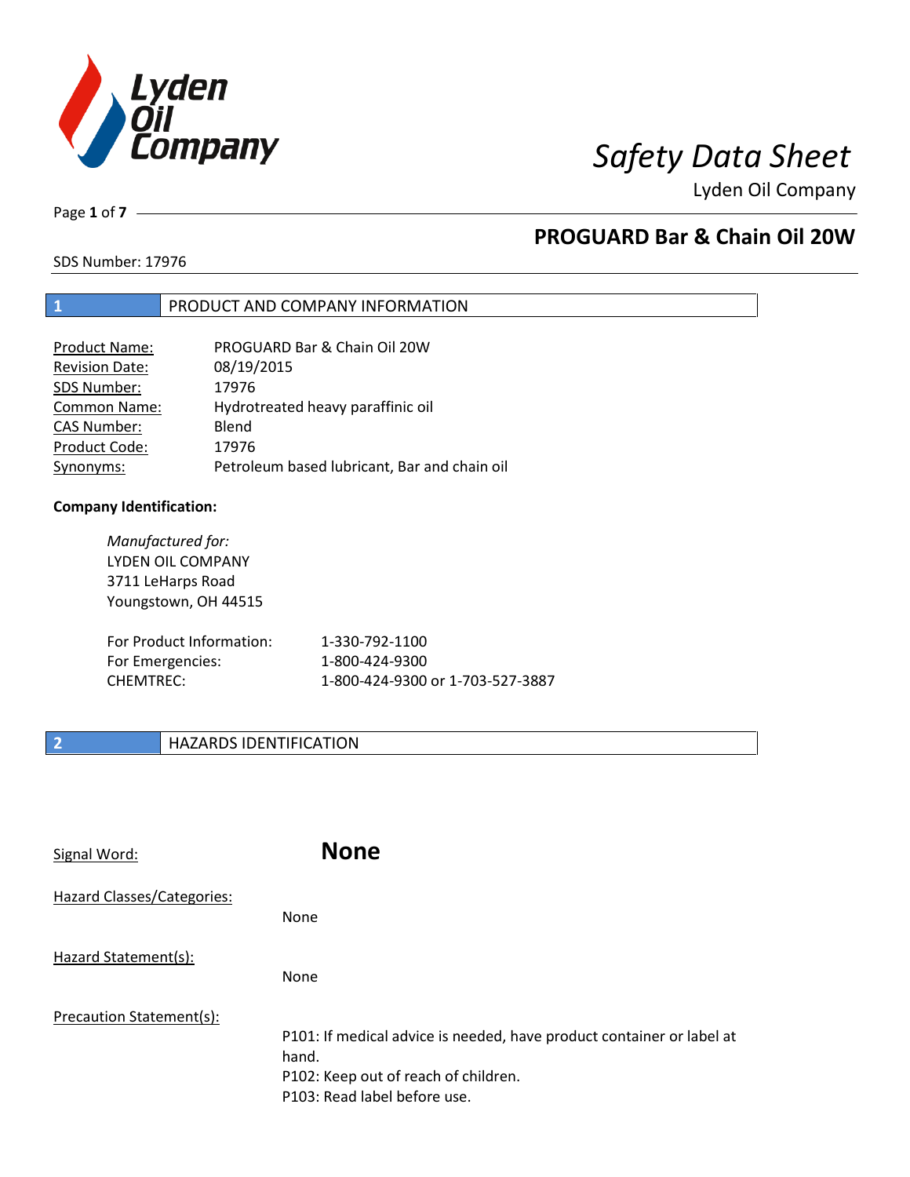# Safety Data Sheet

Lyden Oil Company

## PROGUARD Bar & Chain Oil 20W

SDS Number: 17976

## 1 PRODUCT AND COMPANY INFORMATION

| | |
|---|---|
| Product Name: | PROGUARD Bar & Chain Oil 20W |
| Revision Date: | 08/19/2015 |
| SDS Number: | 17976 |
| Common Name: | Hydrotreated heavy paraffinic oil |
| CAS Number: | Blend |
| Product Code: | 17976 |
| Synonyms: | Petroleum based lubricant, Bar and chain oil |

**Company Identification:**

*Manufactured for:*
LYDEN OIL COMPANY
3711 LeHarps Road
Youngstown, OH 44515

| | |
|---|---|
| For Product Information: | 1-330-792-1100 |
| For Emergencies: | 1-800-424-9300 |
| CHEMTREC: | 1-800-424-9300 or 1-703-527-3887 |

## 2 HAZARDS IDENTIFICATION

Signal Word: **None**

Hazard Classes/Categories:

None

Hazard Statement(s):

None

Precaution Statement(s):

P101: If medical advice is needed, have product container or label at hand.
P102: Keep out of reach of children.
P103: Read label before use.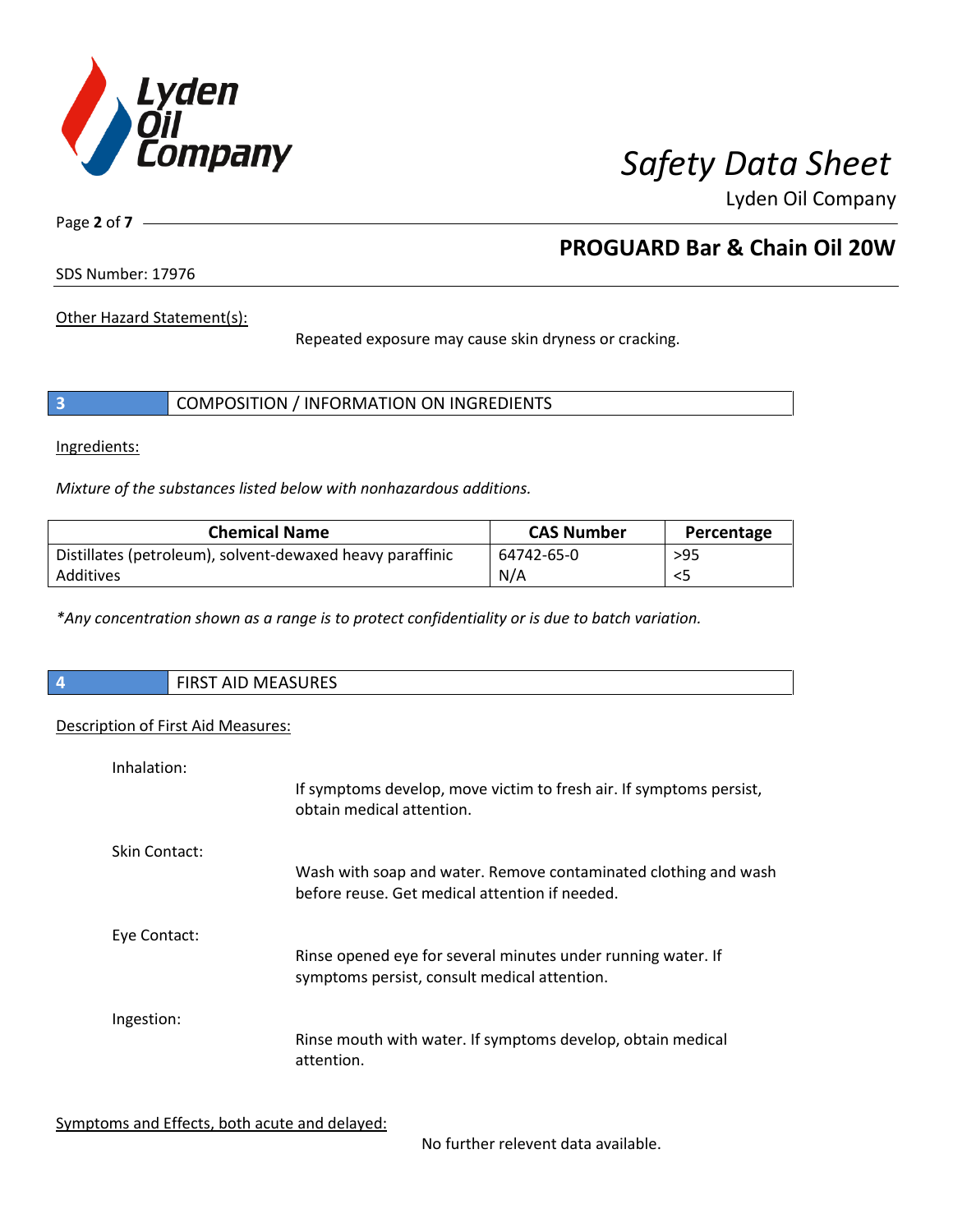Other Hazard Statement(s):

Repeated exposure may cause skin dryness or cracking.

## 3 COMPOSITION / INFORMATION ON INGREDIENTS

Ingredients:

*Mixture of the substances listed below with nonhazardous additions.*

| Chemical Name | CAS Number | Percentage |
|---|---|---|
| Distillates (petroleum), solvent-dewaxed heavy paraffinic | 64742-65-0 | >95 |
| Additives | N/A | <5 |

*\*Any concentration shown as a range is to protect confidentiality or is due to batch variation.*

## 4 FIRST AID MEASURES

Description of First Aid Measures:

Inhalation:

If symptoms develop, move victim to fresh air. If symptoms persist, obtain medical attention.

Skin Contact:

Wash with soap and water. Remove contaminated clothing and wash before reuse. Get medical attention if needed.

Eye Contact:

Rinse opened eye for several minutes under running water. If symptoms persist, consult medical attention.

Ingestion:

Rinse mouth with water. If symptoms develop, obtain medical attention.

Symptoms and Effects, both acute and delayed:

No further relevent data available.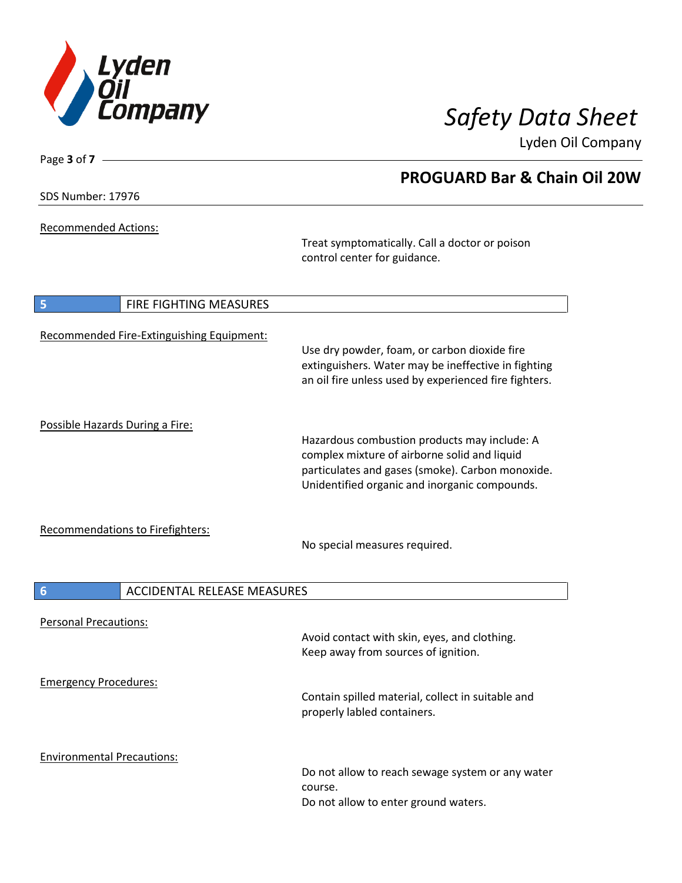Recommended Actions:

Treat symptomatically. Call a doctor or poison control center for guidance.

## 5 FIRE FIGHTING MEASURES

Recommended Fire-Extinguishing Equipment:

Use dry powder, foam, or carbon dioxide fire extinguishers. Water may be ineffective in fighting an oil fire unless used by experienced fire fighters.

Possible Hazards During a Fire:

Hazardous combustion products may include: A complex mixture of airborne solid and liquid particulates and gases (smoke). Carbon monoxide. Unidentified organic and inorganic compounds.

Recommendations to Firefighters:

No special measures required.

## 6 ACCIDENTAL RELEASE MEASURES

Personal Precautions:

Avoid contact with skin, eyes, and clothing.
Keep away from sources of ignition.

Emergency Procedures:

Contain spilled material, collect in suitable and properly labled containers.

Environmental Precautions:

Do not allow to reach sewage system or any water course.
Do not allow to enter ground waters.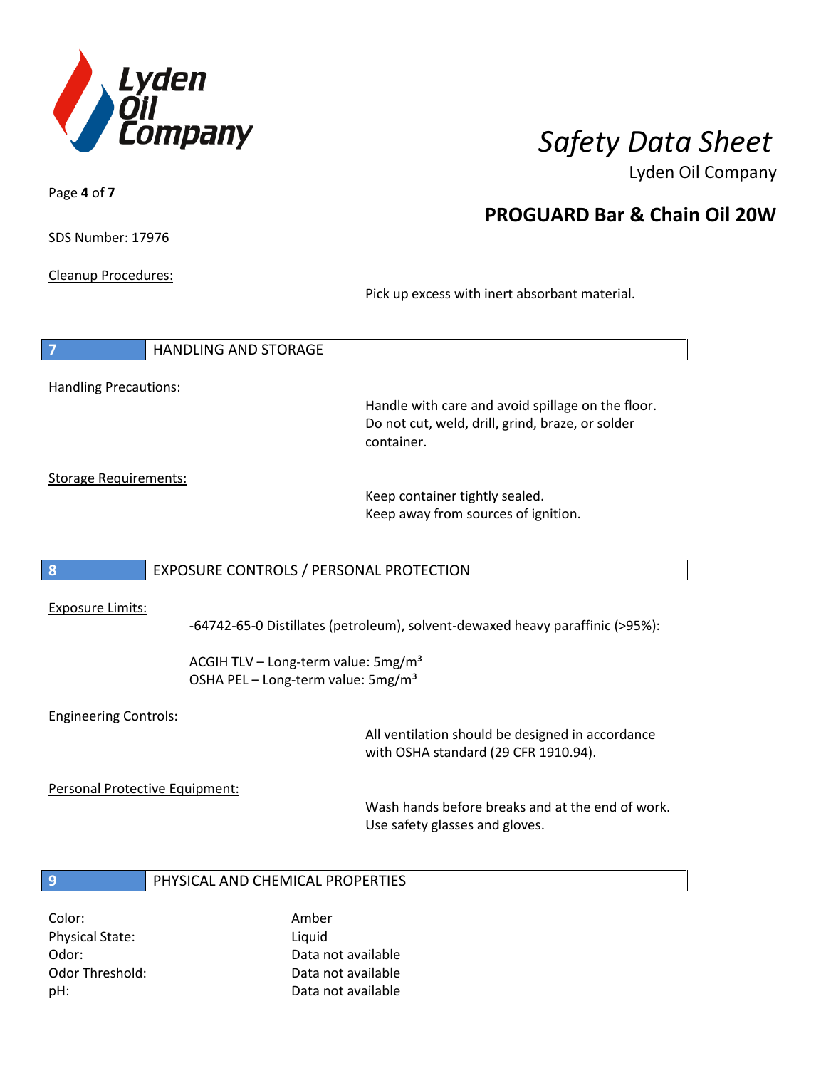Cleanup Procedures:

Pick up excess with inert absorbant material.

## 7 HANDLING AND STORAGE

Handling Precautions:

Handle with care and avoid spillage on the floor. Do not cut, weld, drill, grind, braze, or solder container.

Storage Requirements:

Keep container tightly sealed.
Keep away from sources of ignition.

## 8 EXPOSURE CONTROLS / PERSONAL PROTECTION

Exposure Limits:

-64742-65-0 Distillates (petroleum), solvent-dewaxed heavy paraffinic (>95%):

ACGIH TLV – Long-term value: 5mg/m$^3$
OSHA PEL – Long-term value: 5mg/m$^3$

Engineering Controls:

All ventilation should be designed in accordance with OSHA standard (29 CFR 1910.94).

Personal Protective Equipment:

Wash hands before breaks and at the end of work.
Use safety glasses and gloves.

## 9 PHYSICAL AND CHEMICAL PROPERTIES

| | |
|---|---|
| Color: | Amber |
| Physical State: | Liquid |
| Odor: | Data not available |
| Odor Threshold: | Data not available |
| pH: | Data not available |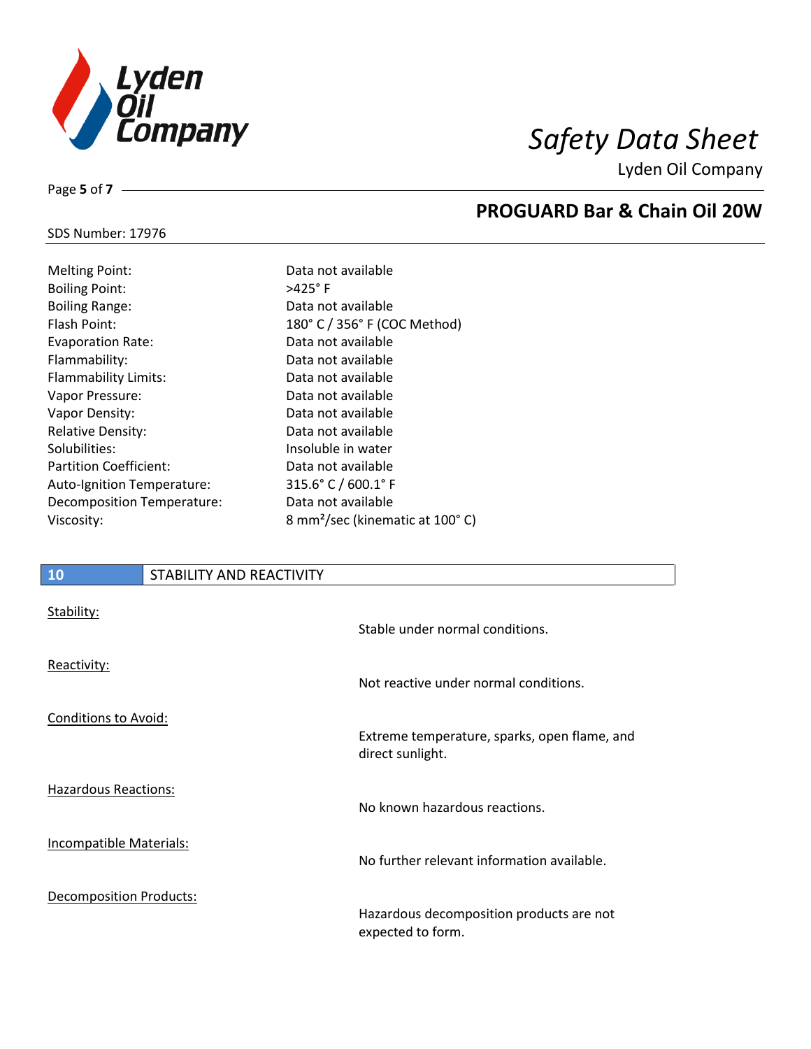SDS Number: 17976

| Property | Value |
|---|---|
| Melting Point: | Data not available |
| Boiling Point: | >425° F |
| Boiling Range: | Data not available |
| Flash Point: | 180° C / 356° F (COC Method) |
| Evaporation Rate: | Data not available |
| Flammability: | Data not available |
| Flammability Limits: | Data not available |
| Vapor Pressure: | Data not available |
| Vapor Density: | Data not available |
| Relative Density: | Data not available |
| Solubilities: | Insoluble in water |
| Partition Coefficient: | Data not available |
| Auto-Ignition Temperature: | 315.6° C / 600.1° F |
| Decomposition Temperature: | Data not available |
| Viscosity: | 8 $mm^2$/sec (kinematic at 100° C) |

## 10 STABILITY AND REACTIVITY

Stability:

Stable under normal conditions.

Reactivity:

Not reactive under normal conditions.

Conditions to Avoid:

Extreme temperature, sparks, open flame, and direct sunlight.

Hazardous Reactions:

No known hazardous reactions.

Incompatible Materials:

No further relevant information available.

Decomposition Products:

Hazardous decomposition products are not expected to form.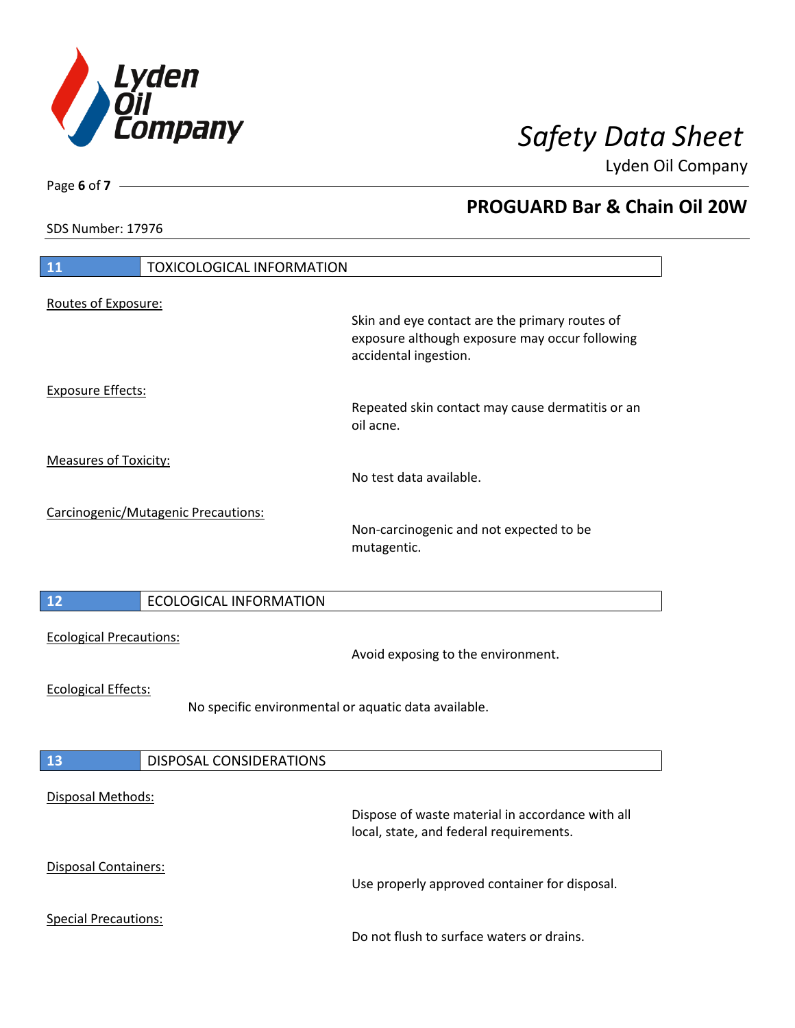## 11 TOXICOLOGICAL INFORMATION

Routes of Exposure:

Skin and eye contact are the primary routes of exposure although exposure may occur following accidental ingestion.

Exposure Effects:

Repeated skin contact may cause dermatitis or an oil acne.

Measures of Toxicity:

No test data available.

Carcinogenic/Mutagenic Precautions:

Non-carcinogenic and not expected to be mutagentic.

## 12 ECOLOGICAL INFORMATION

Ecological Precautions:

Avoid exposing to the environment.

Ecological Effects:

No specific environmental or aquatic data available.

## 13 DISPOSAL CONSIDERATIONS

Disposal Methods:

Dispose of waste material in accordance with all local, state, and federal requirements.

Disposal Containers:

Use properly approved container for disposal.

Special Precautions:

Do not flush to surface waters or drains.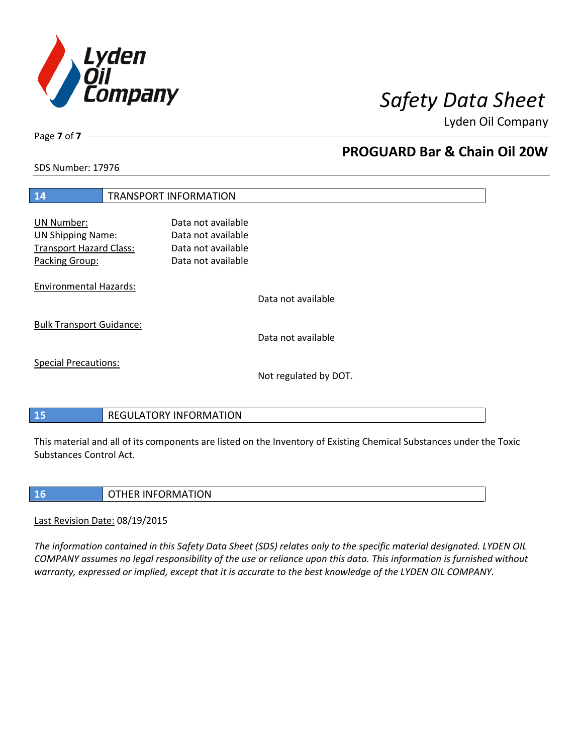## 14 TRANSPORT INFORMATION

| | |
|---|---|
| UN Number: | Data not available |
| UN Shipping Name: | Data not available |
| Transport Hazard Class: | Data not available |
| Packing Group: | Data not available |

Environmental Hazards:

Data not available

Bulk Transport Guidance:

Data not available

Special Precautions:

Not regulated by DOT.

## 15 REGULATORY INFORMATION

This material and all of its components are listed on the Inventory of Existing Chemical Substances under the Toxic Substances Control Act.

## 16 OTHER INFORMATION

Last Revision Date: 08/19/2015

*The information contained in this Safety Data Sheet (SDS) relates only to the specific material designated. LYDEN OIL COMPANY assumes no legal responsibility of the use or reliance upon this data. This information is furnished without warranty, expressed or implied, except that it is accurate to the best knowledge of the LYDEN OIL COMPANY.*